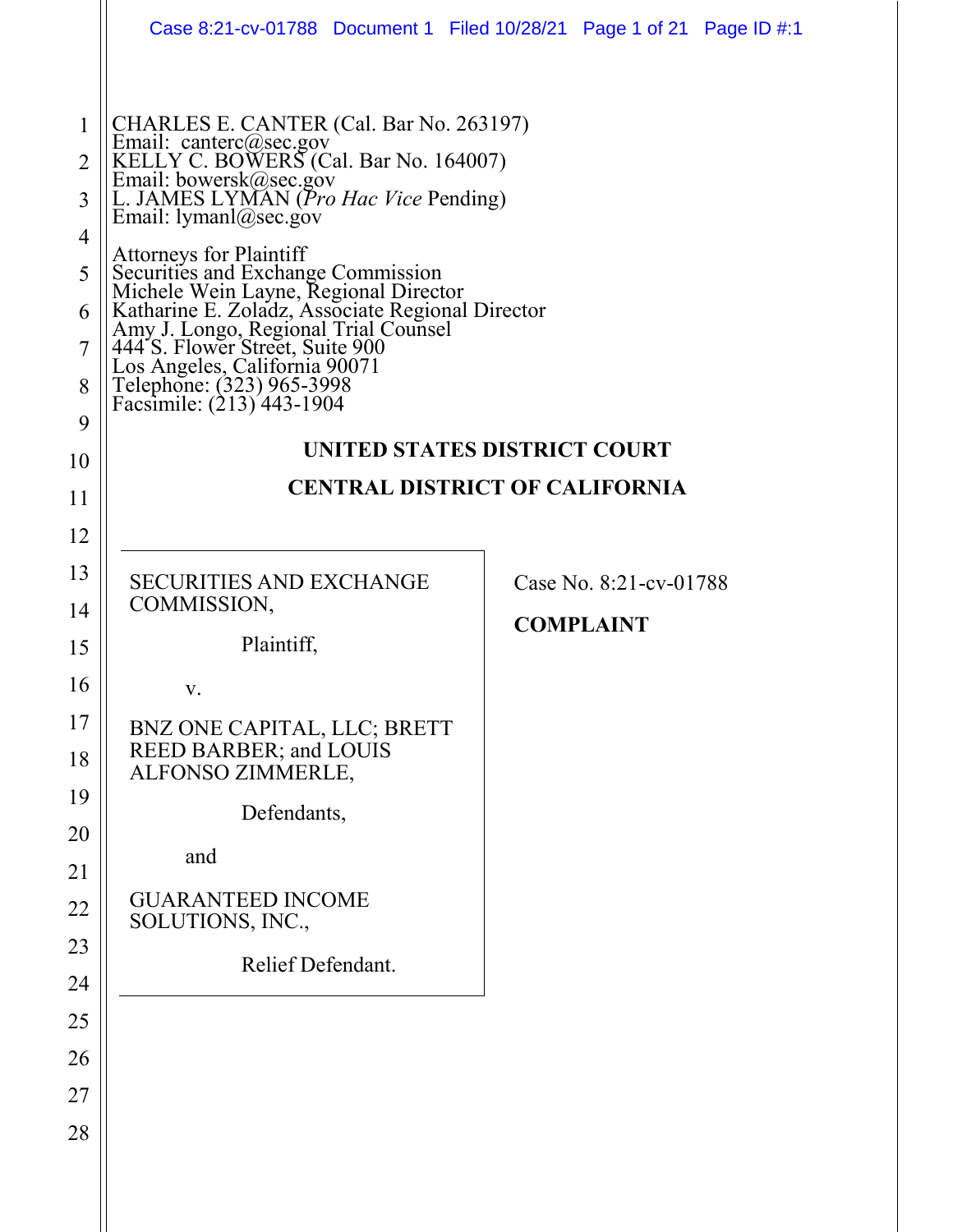CHARLES E. CANTER (Cal. Bar No. 263197)
Email: canterc@sec.gov
KELLY C. BOWERS (Cal. Bar No. 164007)
Email: bowersk@sec.gov
L. JAMES LYMAN (*Pro Hac Vice* Pending)
Email: lymanl@sec.gov

Attorneys for Plaintiff
Securities and Exchange Commission
Michele Wein Layne, Regional Director
Katharine E. Zoladz, Associate Regional Director
Amy J. Longo, Regional Trial Counsel
444 S. Flower Street, Suite 900
Los Angeles, California 90071
Telephone: (323) 965-3998
Facsimile: (213) 443-1904

**UNITED STATES DISTRICT COURT**

**CENTRAL DISTRICT OF CALIFORNIA**

SECURITIES AND EXCHANGE COMMISSION,

Plaintiff,

v.

BNZ ONE CAPITAL, LLC; BRETT REED BARBER; and LOUIS ALFONSO ZIMMERLE,

Defendants,

and

GUARANTEED INCOME SOLUTIONS, INC.,

Relief Defendant.

Case No. 8:21-cv-01788

**COMPLAINT**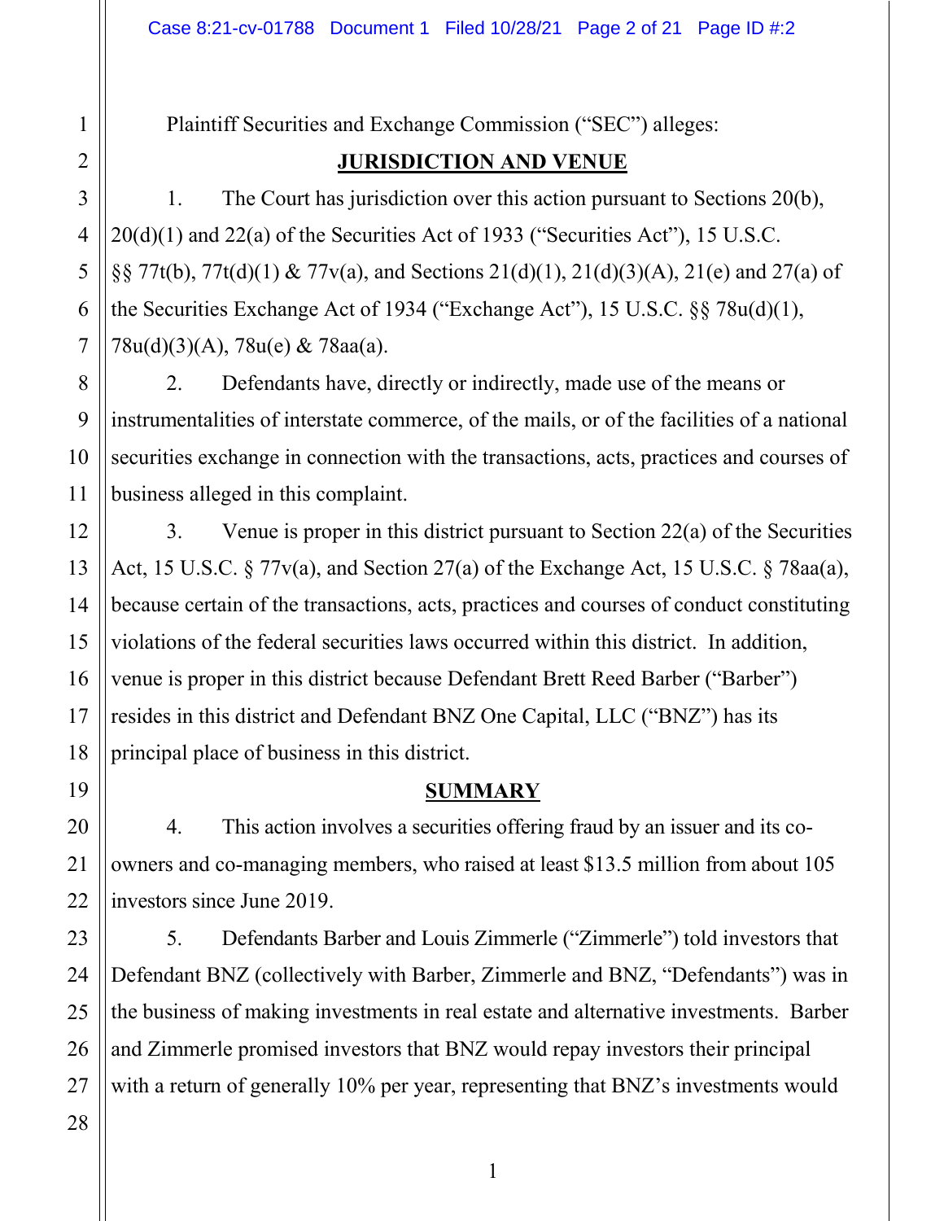Plaintiff Securities and Exchange Commission ("SEC") alleges:

## JURISDICTION AND VENUE

1. The Court has jurisdiction over this action pursuant to Sections 20(b), 20(d)(1) and 22(a) of the Securities Act of 1933 ("Securities Act"), 15 U.S.C. §§ 77t(b), 77t(d)(1) & 77v(a), and Sections 21(d)(1), 21(d)(3)(A), 21(e) and 27(a) of the Securities Exchange Act of 1934 ("Exchange Act"), 15 U.S.C. §§ 78u(d)(1), 78u(d)(3)(A), 78u(e) & 78aa(a).

2. Defendants have, directly or indirectly, made use of the means or instrumentalities of interstate commerce, of the mails, or of the facilities of a national securities exchange in connection with the transactions, acts, practices and courses of business alleged in this complaint.

3. Venue is proper in this district pursuant to Section 22(a) of the Securities Act, 15 U.S.C. § 77v(a), and Section 27(a) of the Exchange Act, 15 U.S.C. § 78aa(a), because certain of the transactions, acts, practices and courses of conduct constituting violations of the federal securities laws occurred within this district. In addition, venue is proper in this district because Defendant Brett Reed Barber ("Barber") resides in this district and Defendant BNZ One Capital, LLC ("BNZ") has its principal place of business in this district.

## SUMMARY

4. This action involves a securities offering fraud by an issuer and its co-owners and co-managing members, who raised at least $13.5 million from about 105 investors since June 2019.

5. Defendants Barber and Louis Zimmerle ("Zimmerle") told investors that Defendant BNZ (collectively with Barber, Zimmerle and BNZ, "Defendants") was in the business of making investments in real estate and alternative investments. Barber and Zimmerle promised investors that BNZ would repay investors their principal with a return of generally 10% per year, representing that BNZ's investments would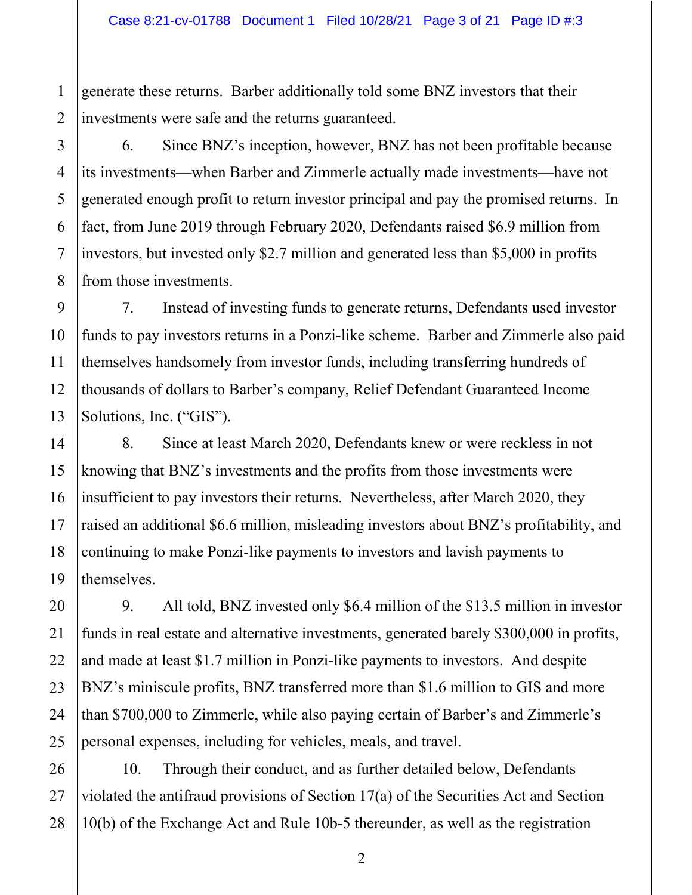generate these returns. Barber additionally told some BNZ investors that their investments were safe and the returns guaranteed.

6. Since BNZ's inception, however, BNZ has not been profitable because its investments—when Barber and Zimmerle actually made investments—have not generated enough profit to return investor principal and pay the promised returns. In fact, from June 2019 through February 2020, Defendants raised $6.9 million from investors, but invested only $2.7 million and generated less than $5,000 in profits from those investments.

7. Instead of investing funds to generate returns, Defendants used investor funds to pay investors returns in a Ponzi-like scheme. Barber and Zimmerle also paid themselves handsomely from investor funds, including transferring hundreds of thousands of dollars to Barber's company, Relief Defendant Guaranteed Income Solutions, Inc. ("GIS").

8. Since at least March 2020, Defendants knew or were reckless in not knowing that BNZ's investments and the profits from those investments were insufficient to pay investors their returns. Nevertheless, after March 2020, they raised an additional $6.6 million, misleading investors about BNZ's profitability, and continuing to make Ponzi-like payments to investors and lavish payments to themselves.

9. All told, BNZ invested only $6.4 million of the $13.5 million in investor funds in real estate and alternative investments, generated barely $300,000 in profits, and made at least $1.7 million in Ponzi-like payments to investors. And despite BNZ's miniscule profits, BNZ transferred more than $1.6 million to GIS and more than $700,000 to Zimmerle, while also paying certain of Barber's and Zimmerle's personal expenses, including for vehicles, meals, and travel.

10. Through their conduct, and as further detailed below, Defendants violated the antifraud provisions of Section 17(a) of the Securities Act and Section 10(b) of the Exchange Act and Rule 10b-5 thereunder, as well as the registration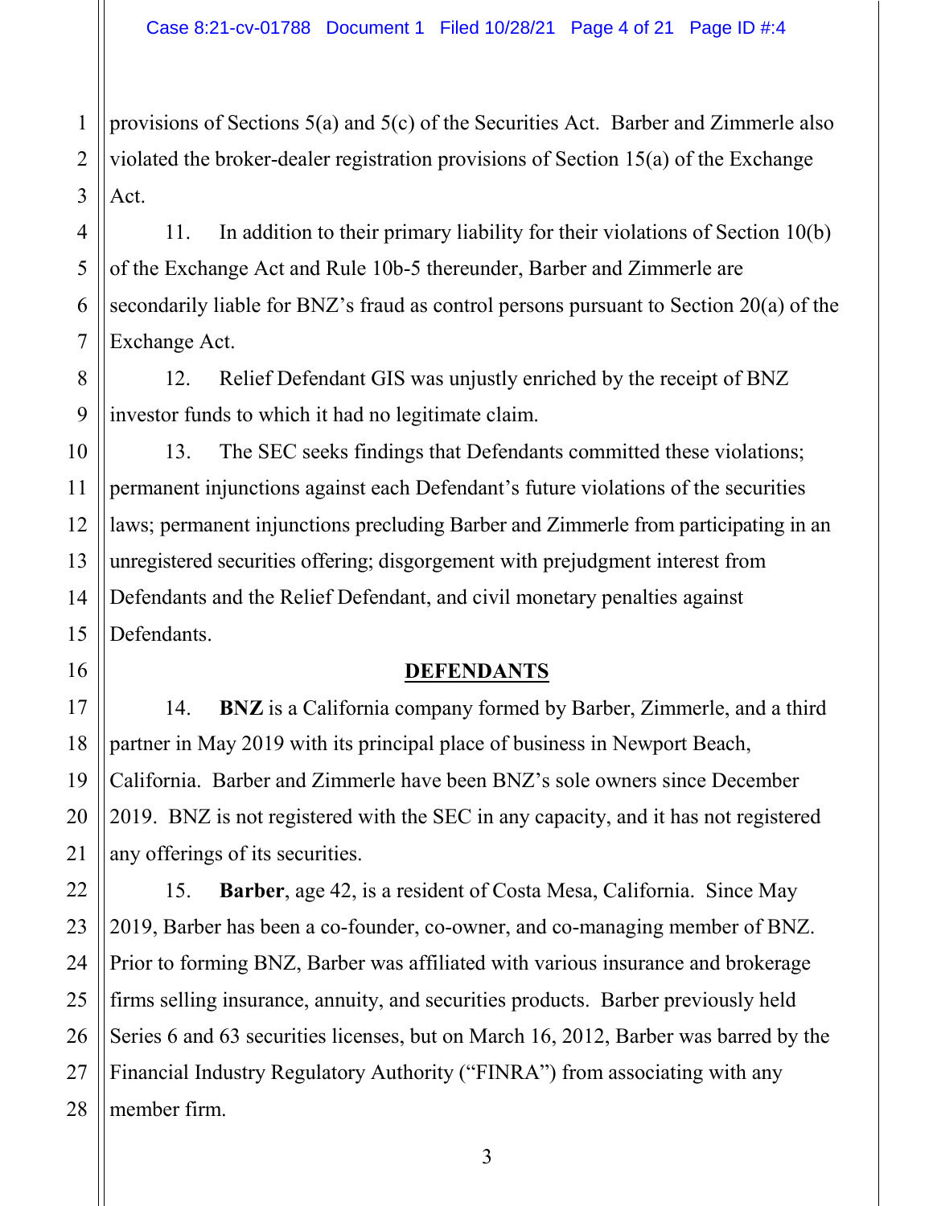provisions of Sections 5(a) and 5(c) of the Securities Act. Barber and Zimmerle also violated the broker-dealer registration provisions of Section 15(a) of the Exchange Act.

11. In addition to their primary liability for their violations of Section 10(b) of the Exchange Act and Rule 10b-5 thereunder, Barber and Zimmerle are secondarily liable for BNZ's fraud as control persons pursuant to Section 20(a) of the Exchange Act.

12. Relief Defendant GIS was unjustly enriched by the receipt of BNZ investor funds to which it had no legitimate claim.

13. The SEC seeks findings that Defendants committed these violations; permanent injunctions against each Defendant's future violations of the securities laws; permanent injunctions precluding Barber and Zimmerle from participating in an unregistered securities offering; disgorgement with prejudgment interest from Defendants and the Relief Defendant, and civil monetary penalties against Defendants.

## DEFENDANTS

14. **BNZ** is a California company formed by Barber, Zimmerle, and a third partner in May 2019 with its principal place of business in Newport Beach, California. Barber and Zimmerle have been BNZ's sole owners since December 2019. BNZ is not registered with the SEC in any capacity, and it has not registered any offerings of its securities.

15. **Barber**, age 42, is a resident of Costa Mesa, California. Since May 2019, Barber has been a co-founder, co-owner, and co-managing member of BNZ. Prior to forming BNZ, Barber was affiliated with various insurance and brokerage firms selling insurance, annuity, and securities products. Barber previously held Series 6 and 63 securities licenses, but on March 16, 2012, Barber was barred by the Financial Industry Regulatory Authority ("FINRA") from associating with any member firm.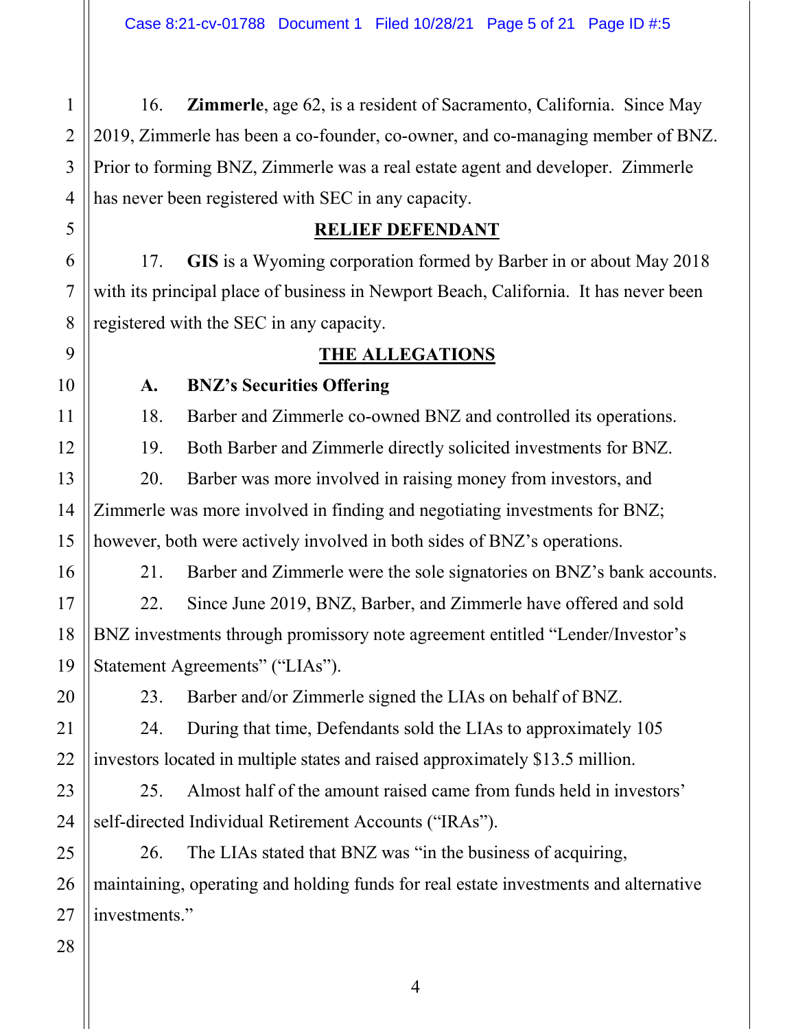16. **Zimmerle**, age 62, is a resident of Sacramento, California. Since May 2019, Zimmerle has been a co-founder, co-owner, and co-managing member of BNZ. Prior to forming BNZ, Zimmerle was a real estate agent and developer. Zimmerle has never been registered with SEC in any capacity.

## RELIEF DEFENDANT

17. **GIS** is a Wyoming corporation formed by Barber in or about May 2018 with its principal place of business in Newport Beach, California. It has never been registered with the SEC in any capacity.

## THE ALLEGATIONS

### A. BNZ's Securities Offering

18. Barber and Zimmerle co-owned BNZ and controlled its operations.

19. Both Barber and Zimmerle directly solicited investments for BNZ.

20. Barber was more involved in raising money from investors, and Zimmerle was more involved in finding and negotiating investments for BNZ; however, both were actively involved in both sides of BNZ's operations.

21. Barber and Zimmerle were the sole signatories on BNZ's bank accounts.

22. Since June 2019, BNZ, Barber, and Zimmerle have offered and sold BNZ investments through promissory note agreement entitled "Lender/Investor's Statement Agreements" ("LIAs").

23. Barber and/or Zimmerle signed the LIAs on behalf of BNZ.

24. During that time, Defendants sold the LIAs to approximately 105 investors located in multiple states and raised approximately $13.5 million.

25. Almost half of the amount raised came from funds held in investors' self-directed Individual Retirement Accounts ("IRAs").

26. The LIAs stated that BNZ was "in the business of acquiring, maintaining, operating and holding funds for real estate investments and alternative investments."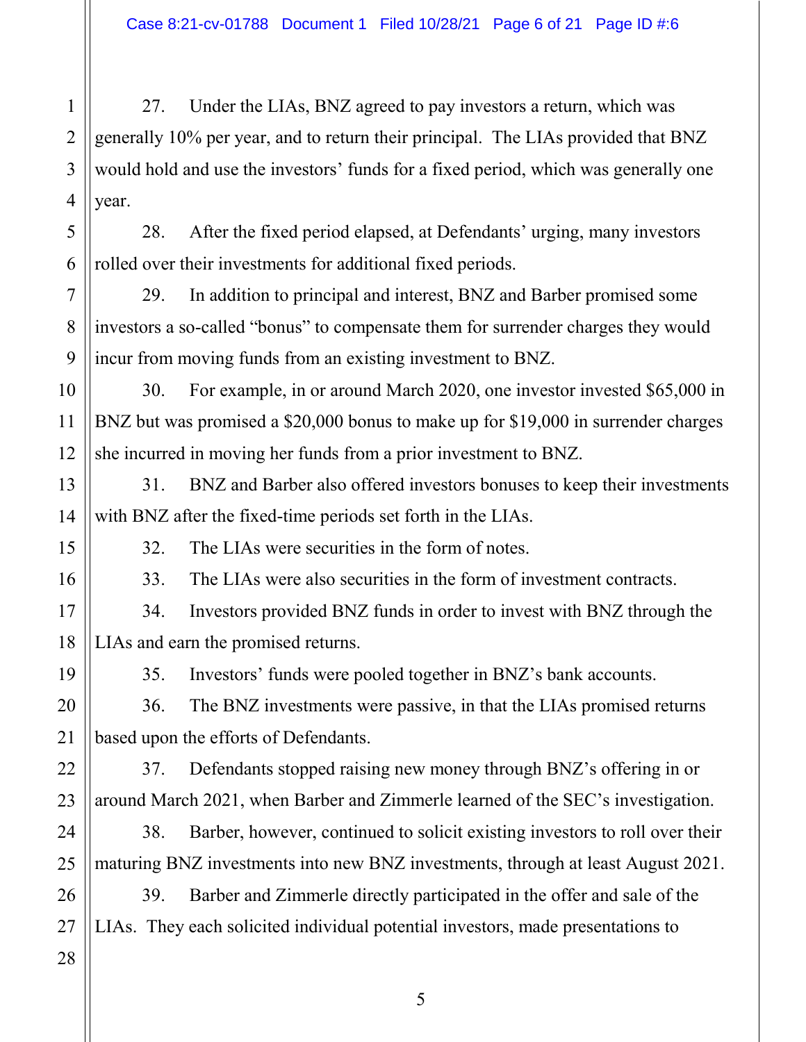27. Under the LIAs, BNZ agreed to pay investors a return, which was generally 10% per year, and to return their principal. The LIAs provided that BNZ would hold and use the investors' funds for a fixed period, which was generally one year.

28. After the fixed period elapsed, at Defendants' urging, many investors rolled over their investments for additional fixed periods.

29. In addition to principal and interest, BNZ and Barber promised some investors a so-called "bonus" to compensate them for surrender charges they would incur from moving funds from an existing investment to BNZ.

30. For example, in or around March 2020, one investor invested $65,000 in BNZ but was promised a $20,000 bonus to make up for $19,000 in surrender charges she incurred in moving her funds from a prior investment to BNZ.

31. BNZ and Barber also offered investors bonuses to keep their investments with BNZ after the fixed-time periods set forth in the LIAs.

32. The LIAs were securities in the form of notes.

33. The LIAs were also securities in the form of investment contracts.

34. Investors provided BNZ funds in order to invest with BNZ through the LIAs and earn the promised returns.

35. Investors' funds were pooled together in BNZ's bank accounts.

36. The BNZ investments were passive, in that the LIAs promised returns based upon the efforts of Defendants.

37. Defendants stopped raising new money through BNZ's offering in or around March 2021, when Barber and Zimmerle learned of the SEC's investigation.

38. Barber, however, continued to solicit existing investors to roll over their maturing BNZ investments into new BNZ investments, through at least August 2021.

39. Barber and Zimmerle directly participated in the offer and sale of the LIAs. They each solicited individual potential investors, made presentations to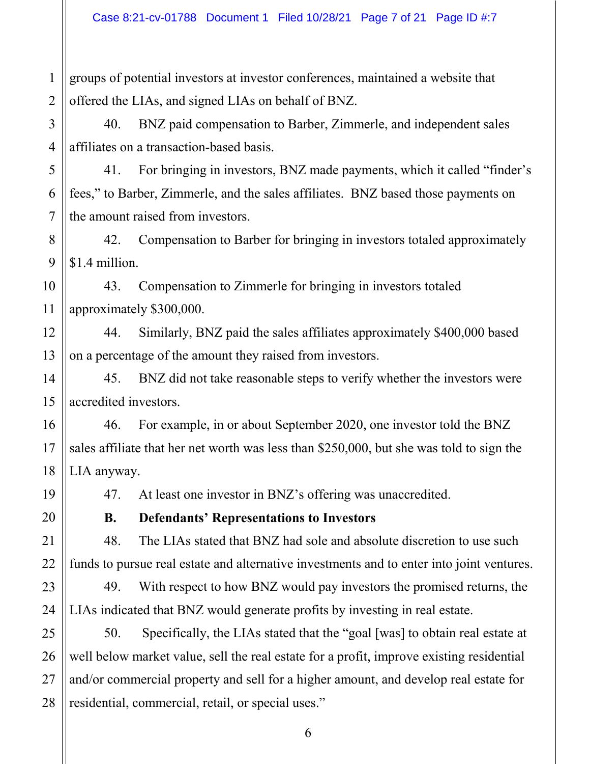groups of potential investors at investor conferences, maintained a website that offered the LIAs, and signed LIAs on behalf of BNZ.

40. BNZ paid compensation to Barber, Zimmerle, and independent sales affiliates on a transaction-based basis.

41. For bringing in investors, BNZ made payments, which it called "finder's fees," to Barber, Zimmerle, and the sales affiliates. BNZ based those payments on the amount raised from investors.

42. Compensation to Barber for bringing in investors totaled approximately $1.4 million.

43. Compensation to Zimmerle for bringing in investors totaled approximately $300,000.

44. Similarly, BNZ paid the sales affiliates approximately $400,000 based on a percentage of the amount they raised from investors.

45. BNZ did not take reasonable steps to verify whether the investors were accredited investors.

46. For example, in or about September 2020, one investor told the BNZ sales affiliate that her net worth was less than $250,000, but she was told to sign the LIA anyway.

47. At least one investor in BNZ's offering was unaccredited.

### B. Defendants' Representations to Investors

48. The LIAs stated that BNZ had sole and absolute discretion to use such funds to pursue real estate and alternative investments and to enter into joint ventures.

49. With respect to how BNZ would pay investors the promised returns, the LIAs indicated that BNZ would generate profits by investing in real estate.

50. Specifically, the LIAs stated that the "goal [was] to obtain real estate at well below market value, sell the real estate for a profit, improve existing residential and/or commercial property and sell for a higher amount, and develop real estate for residential, commercial, retail, or special uses."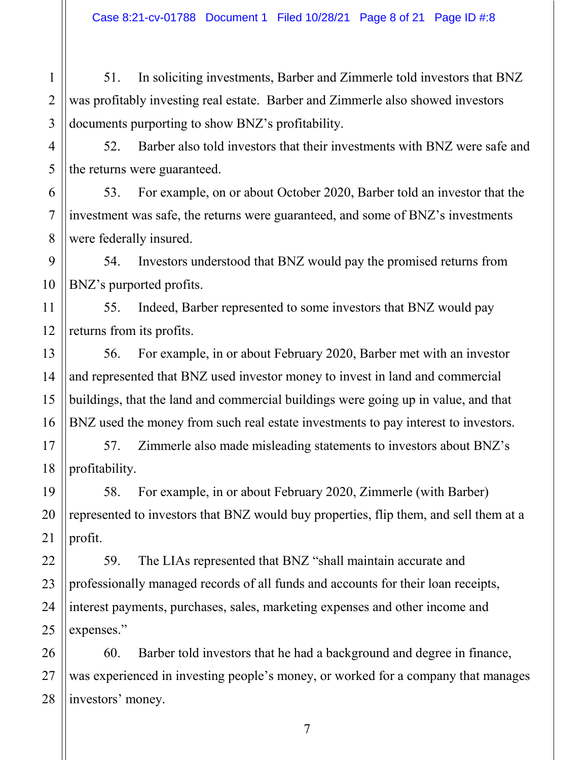51. In soliciting investments, Barber and Zimmerle told investors that BNZ was profitably investing real estate. Barber and Zimmerle also showed investors documents purporting to show BNZ's profitability.

52. Barber also told investors that their investments with BNZ were safe and the returns were guaranteed.

53. For example, on or about October 2020, Barber told an investor that the investment was safe, the returns were guaranteed, and some of BNZ's investments were federally insured.

54. Investors understood that BNZ would pay the promised returns from BNZ's purported profits.

55. Indeed, Barber represented to some investors that BNZ would pay returns from its profits.

56. For example, in or about February 2020, Barber met with an investor and represented that BNZ used investor money to invest in land and commercial buildings, that the land and commercial buildings were going up in value, and that BNZ used the money from such real estate investments to pay interest to investors.

57. Zimmerle also made misleading statements to investors about BNZ's profitability.

58. For example, in or about February 2020, Zimmerle (with Barber) represented to investors that BNZ would buy properties, flip them, and sell them at a profit.

59. The LIAs represented that BNZ "shall maintain accurate and professionally managed records of all funds and accounts for their loan receipts, interest payments, purchases, sales, marketing expenses and other income and expenses."

60. Barber told investors that he had a background and degree in finance, was experienced in investing people's money, or worked for a company that manages investors' money.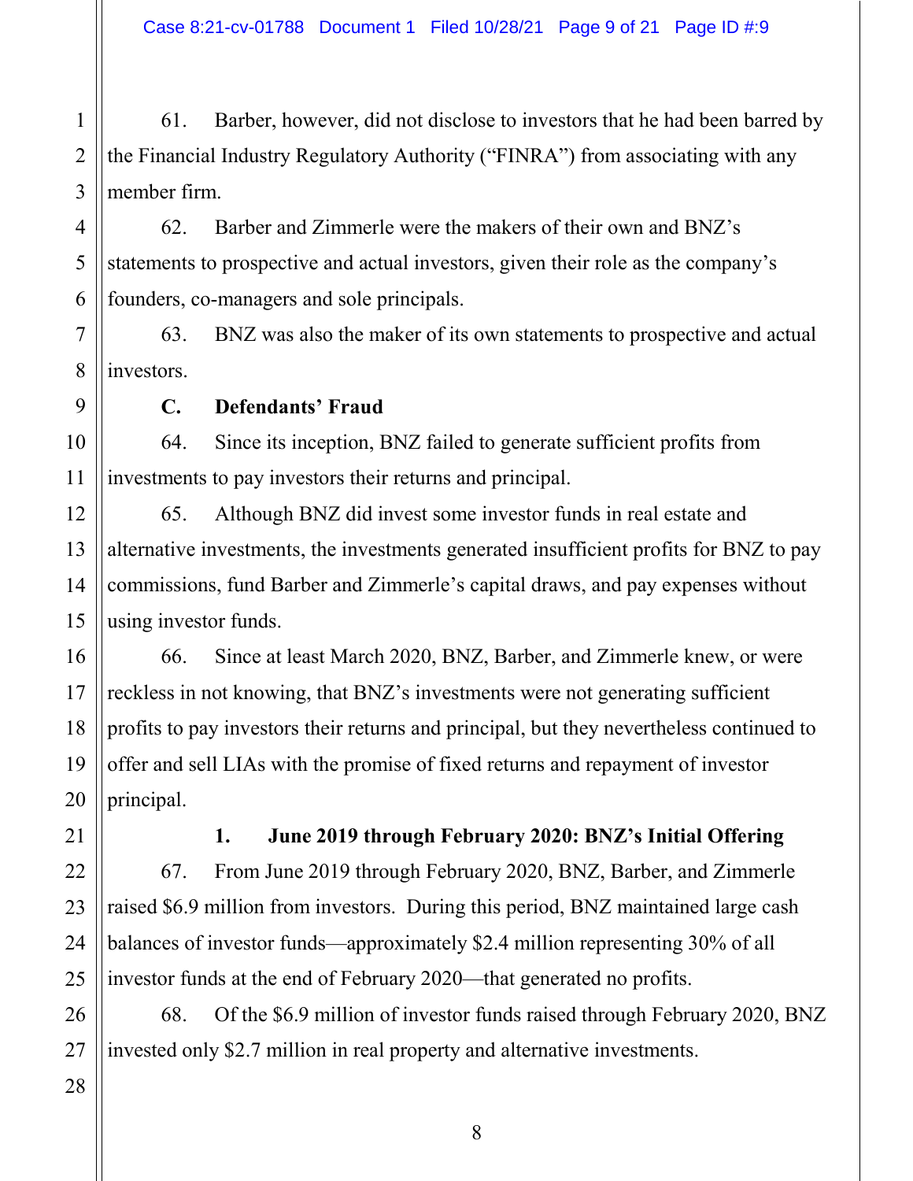61. Barber, however, did not disclose to investors that he had been barred by the Financial Industry Regulatory Authority ("FINRA") from associating with any member firm.

62. Barber and Zimmerle were the makers of their own and BNZ's statements to prospective and actual investors, given their role as the company's founders, co-managers and sole principals.

63. BNZ was also the maker of its own statements to prospective and actual investors.

### C. Defendants' Fraud

64. Since its inception, BNZ failed to generate sufficient profits from investments to pay investors their returns and principal.

65. Although BNZ did invest some investor funds in real estate and alternative investments, the investments generated insufficient profits for BNZ to pay commissions, fund Barber and Zimmerle's capital draws, and pay expenses without using investor funds.

66. Since at least March 2020, BNZ, Barber, and Zimmerle knew, or were reckless in not knowing, that BNZ's investments were not generating sufficient profits to pay investors their returns and principal, but they nevertheless continued to offer and sell LIAs with the promise of fixed returns and repayment of investor principal.

#### 1. June 2019 through February 2020: BNZ's Initial Offering

67. From June 2019 through February 2020, BNZ, Barber, and Zimmerle raised $6.9 million from investors. During this period, BNZ maintained large cash balances of investor funds—approximately $2.4 million representing 30% of all investor funds at the end of February 2020—that generated no profits.

68. Of the $6.9 million of investor funds raised through February 2020, BNZ invested only $2.7 million in real property and alternative investments.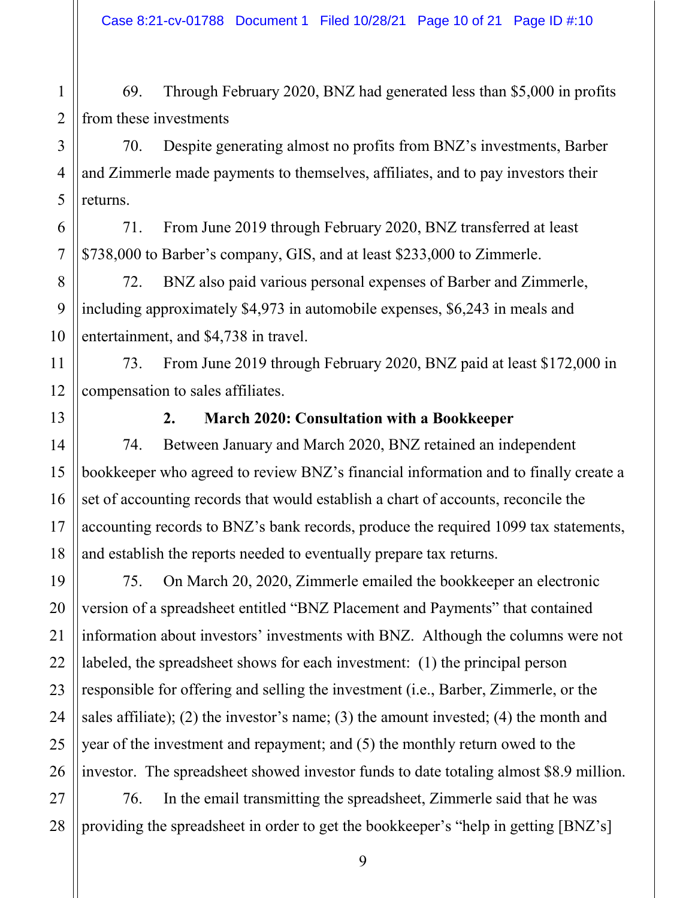69. Through February 2020, BNZ had generated less than $5,000 in profits from these investments

70. Despite generating almost no profits from BNZ's investments, Barber and Zimmerle made payments to themselves, affiliates, and to pay investors their returns.

71. From June 2019 through February 2020, BNZ transferred at least $738,000 to Barber's company, GIS, and at least $233,000 to Zimmerle.

72. BNZ also paid various personal expenses of Barber and Zimmerle, including approximately $4,973 in automobile expenses, $6,243 in meals and entertainment, and $4,738 in travel.

73. From June 2019 through February 2020, BNZ paid at least $172,000 in compensation to sales affiliates.

### 2. March 2020: Consultation with a Bookkeeper

74. Between January and March 2020, BNZ retained an independent bookkeeper who agreed to review BNZ's financial information and to finally create a set of accounting records that would establish a chart of accounts, reconcile the accounting records to BNZ's bank records, produce the required 1099 tax statements, and establish the reports needed to eventually prepare tax returns.

75. On March 20, 2020, Zimmerle emailed the bookkeeper an electronic version of a spreadsheet entitled "BNZ Placement and Payments" that contained information about investors' investments with BNZ. Although the columns were not labeled, the spreadsheet shows for each investment: (1) the principal person responsible for offering and selling the investment (i.e., Barber, Zimmerle, or the sales affiliate); (2) the investor's name; (3) the amount invested; (4) the month and year of the investment and repayment; and (5) the monthly return owed to the investor. The spreadsheet showed investor funds to date totaling almost $8.9 million.

76. In the email transmitting the spreadsheet, Zimmerle said that he was providing the spreadsheet in order to get the bookkeeper's "help in getting [BNZ's]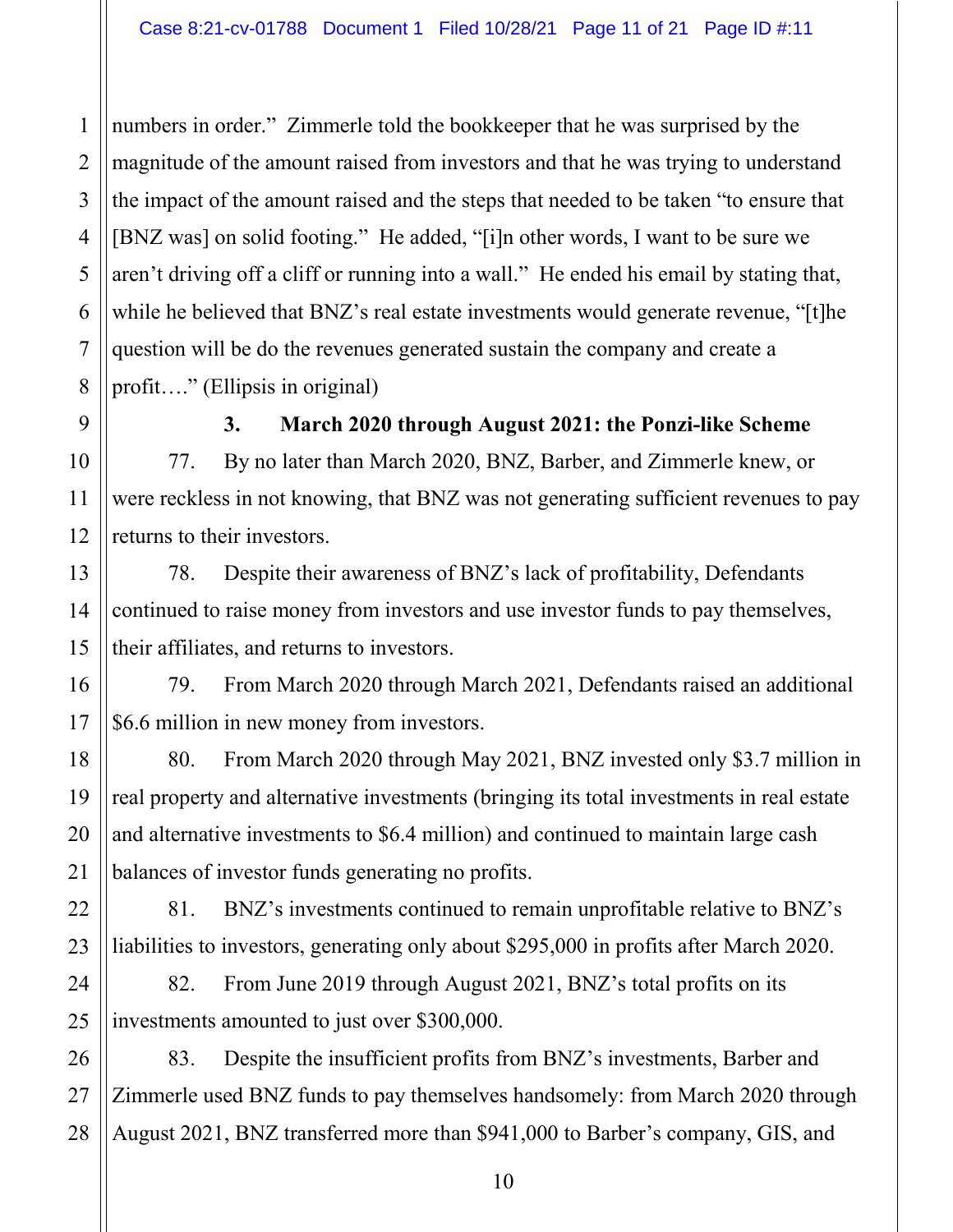numbers in order." Zimmerle told the bookkeeper that he was surprised by the magnitude of the amount raised from investors and that he was trying to understand the impact of the amount raised and the steps that needed to be taken "to ensure that [BNZ was] on solid footing." He added, "[i]n other words, I want to be sure we aren't driving off a cliff or running into a wall." He ended his email by stating that, while he believed that BNZ's real estate investments would generate revenue, "[t]he question will be do the revenues generated sustain the company and create a profit…." (Ellipsis in original)

### 3. March 2020 through August 2021: the Ponzi-like Scheme

77. By no later than March 2020, BNZ, Barber, and Zimmerle knew, or were reckless in not knowing, that BNZ was not generating sufficient revenues to pay returns to their investors.

78. Despite their awareness of BNZ's lack of profitability, Defendants continued to raise money from investors and use investor funds to pay themselves, their affiliates, and returns to investors.

79. From March 2020 through March 2021, Defendants raised an additional $6.6 million in new money from investors.

80. From March 2020 through May 2021, BNZ invested only $3.7 million in real property and alternative investments (bringing its total investments in real estate and alternative investments to $6.4 million) and continued to maintain large cash balances of investor funds generating no profits.

81. BNZ's investments continued to remain unprofitable relative to BNZ's liabilities to investors, generating only about $295,000 in profits after March 2020.

82. From June 2019 through August 2021, BNZ's total profits on its investments amounted to just over $300,000.

83. Despite the insufficient profits from BNZ's investments, Barber and Zimmerle used BNZ funds to pay themselves handsomely: from March 2020 through August 2021, BNZ transferred more than $941,000 to Barber's company, GIS, and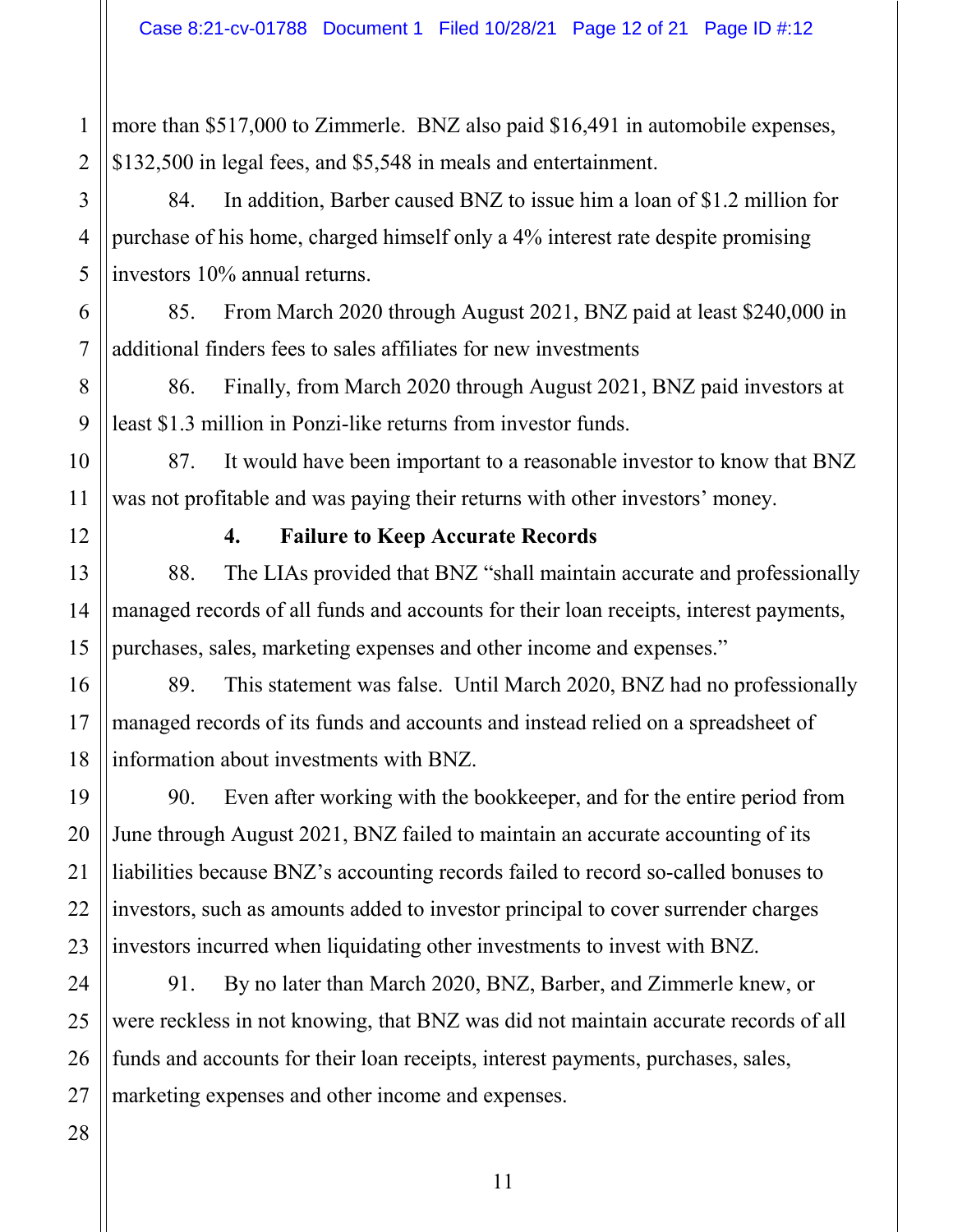more than $517,000 to Zimmerle. BNZ also paid $16,491 in automobile expenses, $132,500 in legal fees, and $5,548 in meals and entertainment.

84. In addition, Barber caused BNZ to issue him a loan of $1.2 million for purchase of his home, charged himself only a 4% interest rate despite promising investors 10% annual returns.

85. From March 2020 through August 2021, BNZ paid at least $240,000 in additional finders fees to sales affiliates for new investments

86. Finally, from March 2020 through August 2021, BNZ paid investors at least $1.3 million in Ponzi-like returns from investor funds.

87. It would have been important to a reasonable investor to know that BNZ was not profitable and was paying their returns with other investors' money.

### 4. Failure to Keep Accurate Records

88. The LIAs provided that BNZ "shall maintain accurate and professionally managed records of all funds and accounts for their loan receipts, interest payments, purchases, sales, marketing expenses and other income and expenses."

89. This statement was false. Until March 2020, BNZ had no professionally managed records of its funds and accounts and instead relied on a spreadsheet of information about investments with BNZ.

90. Even after working with the bookkeeper, and for the entire period from June through August 2021, BNZ failed to maintain an accurate accounting of its liabilities because BNZ's accounting records failed to record so-called bonuses to investors, such as amounts added to investor principal to cover surrender charges investors incurred when liquidating other investments to invest with BNZ.

91. By no later than March 2020, BNZ, Barber, and Zimmerle knew, or were reckless in not knowing, that BNZ was did not maintain accurate records of all funds and accounts for their loan receipts, interest payments, purchases, sales, marketing expenses and other income and expenses.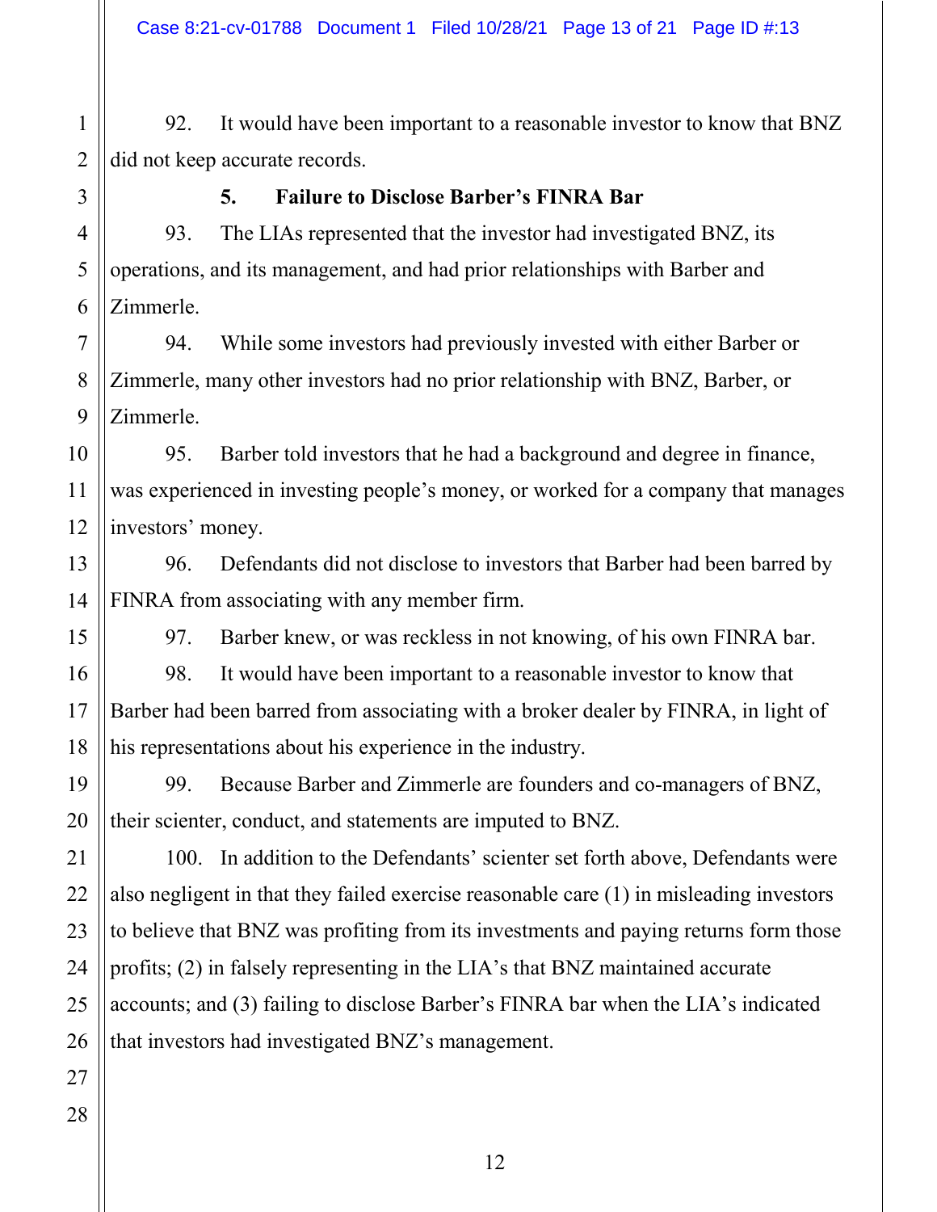92. It would have been important to a reasonable investor to know that BNZ did not keep accurate records.

### 5. Failure to Disclose Barber's FINRA Bar

93. The LIAs represented that the investor had investigated BNZ, its operations, and its management, and had prior relationships with Barber and Zimmerle.

94. While some investors had previously invested with either Barber or Zimmerle, many other investors had no prior relationship with BNZ, Barber, or Zimmerle.

95. Barber told investors that he had a background and degree in finance, was experienced in investing people's money, or worked for a company that manages investors' money.

96. Defendants did not disclose to investors that Barber had been barred by FINRA from associating with any member firm.

97. Barber knew, or was reckless in not knowing, of his own FINRA bar.

98. It would have been important to a reasonable investor to know that Barber had been barred from associating with a broker dealer by FINRA, in light of his representations about his experience in the industry.

99. Because Barber and Zimmerle are founders and co-managers of BNZ, their scienter, conduct, and statements are imputed to BNZ.

100. In addition to the Defendants' scienter set forth above, Defendants were also negligent in that they failed exercise reasonable care (1) in misleading investors to believe that BNZ was profiting from its investments and paying returns form those profits; (2) in falsely representing in the LIA's that BNZ maintained accurate accounts; and (3) failing to disclose Barber's FINRA bar when the LIA's indicated that investors had investigated BNZ's management.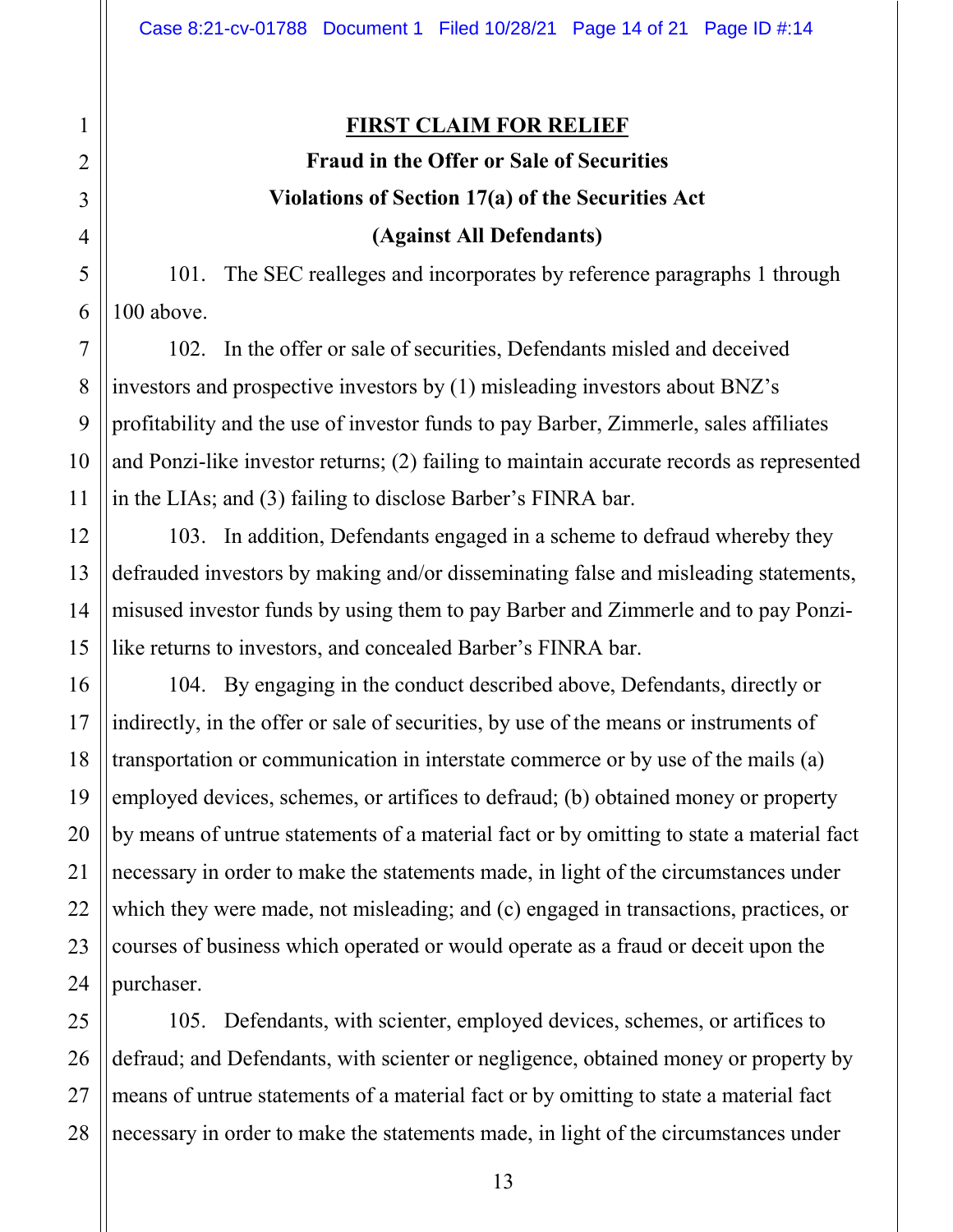## FIRST CLAIM FOR RELIEF

### Fraud in the Offer or Sale of Securities

### Violations of Section 17(a) of the Securities Act

### (Against All Defendants)

101. The SEC realleges and incorporates by reference paragraphs 1 through 100 above.

102. In the offer or sale of securities, Defendants misled and deceived investors and prospective investors by (1) misleading investors about BNZ's profitability and the use of investor funds to pay Barber, Zimmerle, sales affiliates and Ponzi-like investor returns; (2) failing to maintain accurate records as represented in the LIAs; and (3) failing to disclose Barber's FINRA bar.

103. In addition, Defendants engaged in a scheme to defraud whereby they defrauded investors by making and/or disseminating false and misleading statements, misused investor funds by using them to pay Barber and Zimmerle and to pay Ponzi-like returns to investors, and concealed Barber's FINRA bar.

104. By engaging in the conduct described above, Defendants, directly or indirectly, in the offer or sale of securities, by use of the means or instruments of transportation or communication in interstate commerce or by use of the mails (a) employed devices, schemes, or artifices to defraud; (b) obtained money or property by means of untrue statements of a material fact or by omitting to state a material fact necessary in order to make the statements made, in light of the circumstances under which they were made, not misleading; and (c) engaged in transactions, practices, or courses of business which operated or would operate as a fraud or deceit upon the purchaser.

105. Defendants, with scienter, employed devices, schemes, or artifices to defraud; and Defendants, with scienter or negligence, obtained money or property by means of untrue statements of a material fact or by omitting to state a material fact necessary in order to make the statements made, in light of the circumstances under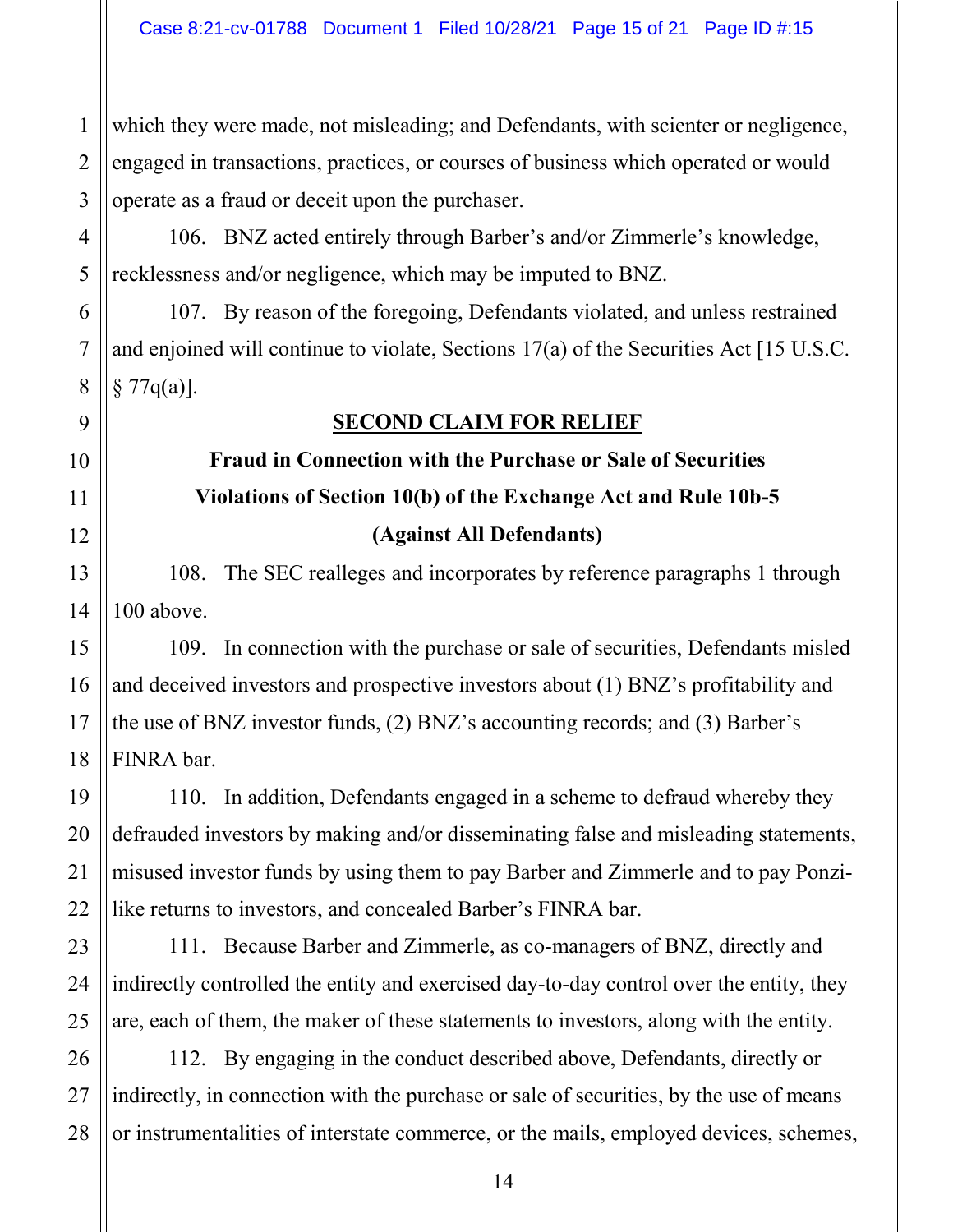which they were made, not misleading; and Defendants, with scienter or negligence, engaged in transactions, practices, or courses of business which operated or would operate as a fraud or deceit upon the purchaser.

106. BNZ acted entirely through Barber's and/or Zimmerle's knowledge, recklessness and/or negligence, which may be imputed to BNZ.

107. By reason of the foregoing, Defendants violated, and unless restrained and enjoined will continue to violate, Sections 17(a) of the Securities Act [15 U.S.C. § 77q(a)].

## SECOND CLAIM FOR RELIEF

### Fraud in Connection with the Purchase or Sale of Securities

### Violations of Section 10(b) of the Exchange Act and Rule 10b-5

### (Against All Defendants)

108. The SEC realleges and incorporates by reference paragraphs 1 through 100 above.

109. In connection with the purchase or sale of securities, Defendants misled and deceived investors and prospective investors about (1) BNZ's profitability and the use of BNZ investor funds, (2) BNZ's accounting records; and (3) Barber's FINRA bar.

110. In addition, Defendants engaged in a scheme to defraud whereby they defrauded investors by making and/or disseminating false and misleading statements, misused investor funds by using them to pay Barber and Zimmerle and to pay Ponzi-like returns to investors, and concealed Barber's FINRA bar.

111. Because Barber and Zimmerle, as co-managers of BNZ, directly and indirectly controlled the entity and exercised day-to-day control over the entity, they are, each of them, the maker of these statements to investors, along with the entity.

112. By engaging in the conduct described above, Defendants, directly or indirectly, in connection with the purchase or sale of securities, by the use of means or instrumentalities of interstate commerce, or the mails, employed devices, schemes,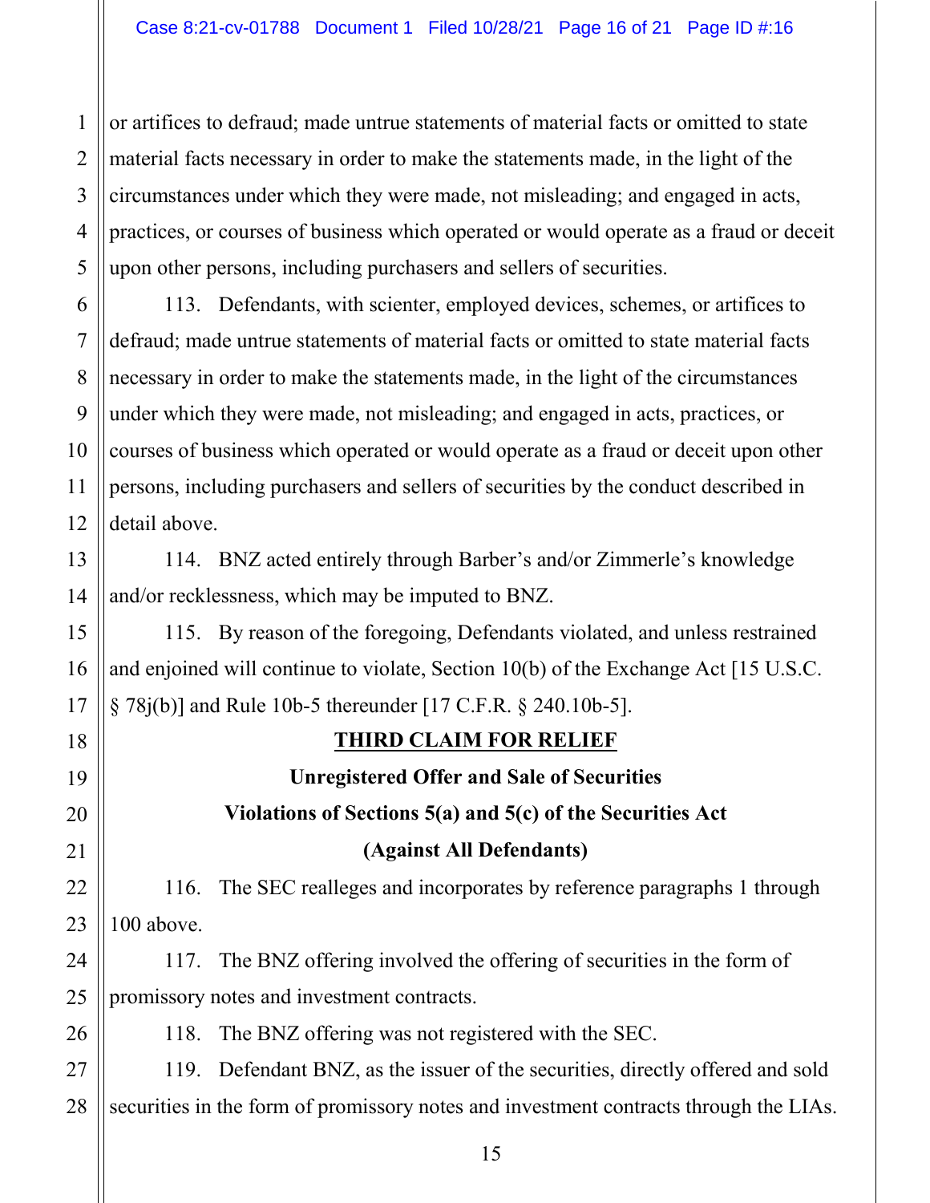or artifices to defraud; made untrue statements of material facts or omitted to state material facts necessary in order to make the statements made, in the light of the circumstances under which they were made, not misleading; and engaged in acts, practices, or courses of business which operated or would operate as a fraud or deceit upon other persons, including purchasers and sellers of securities.

113. Defendants, with scienter, employed devices, schemes, or artifices to defraud; made untrue statements of material facts or omitted to state material facts necessary in order to make the statements made, in the light of the circumstances under which they were made, not misleading; and engaged in acts, practices, or courses of business which operated or would operate as a fraud or deceit upon other persons, including purchasers and sellers of securities by the conduct described in detail above.

114. BNZ acted entirely through Barber's and/or Zimmerle's knowledge and/or recklessness, which may be imputed to BNZ.

115. By reason of the foregoing, Defendants violated, and unless restrained and enjoined will continue to violate, Section 10(b) of the Exchange Act [15 U.S.C. § 78j(b)] and Rule 10b-5 thereunder [17 C.F.R. § 240.10b-5].

## THIRD CLAIM FOR RELIEF

### Unregistered Offer and Sale of Securities

### Violations of Sections 5(a) and 5(c) of the Securities Act

### (Against All Defendants)

116. The SEC realleges and incorporates by reference paragraphs 1 through 100 above.

117. The BNZ offering involved the offering of securities in the form of promissory notes and investment contracts.

118. The BNZ offering was not registered with the SEC.

119. Defendant BNZ, as the issuer of the securities, directly offered and sold securities in the form of promissory notes and investment contracts through the LIAs.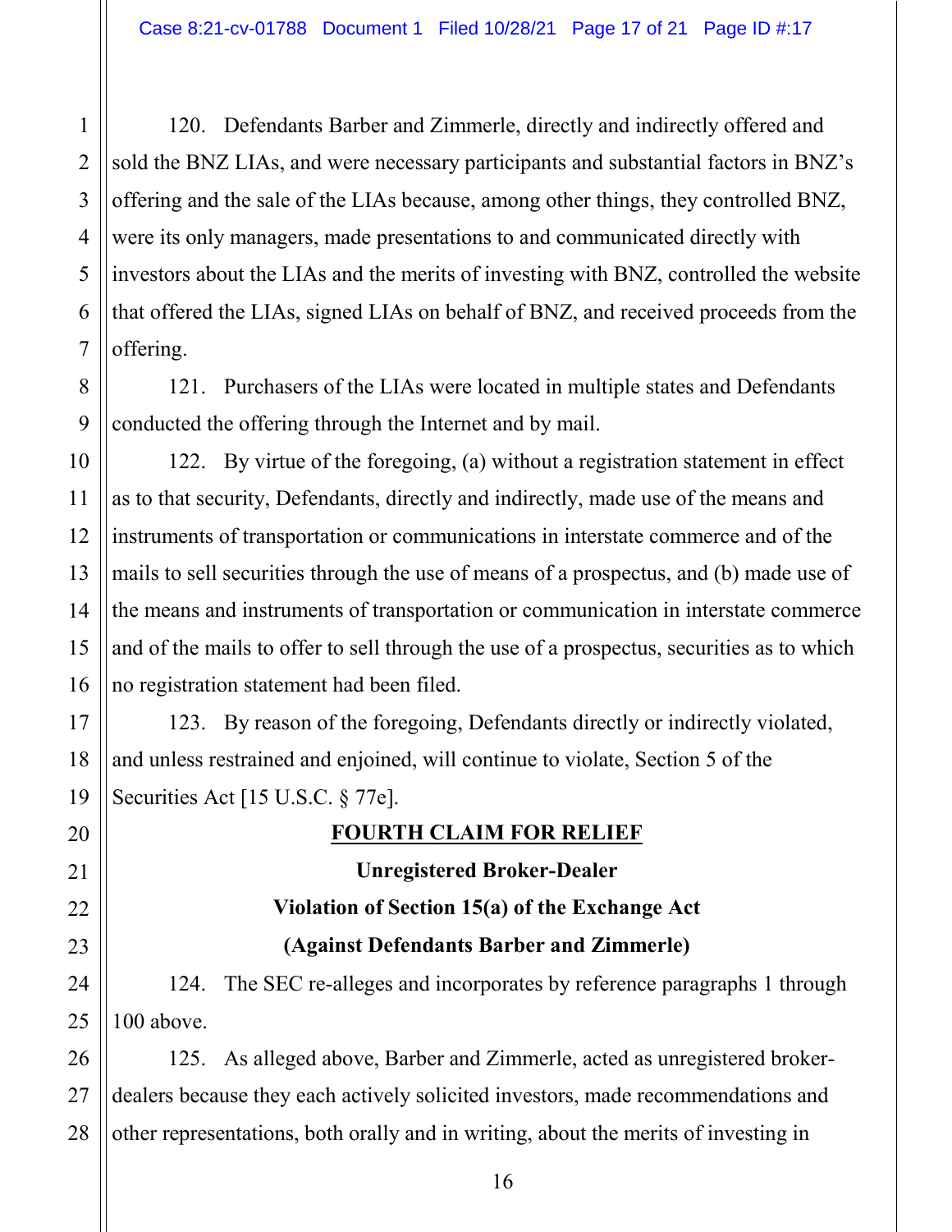120. Defendants Barber and Zimmerle, directly and indirectly offered and sold the BNZ LIAs, and were necessary participants and substantial factors in BNZ's offering and the sale of the LIAs because, among other things, they controlled BNZ, were its only managers, made presentations to and communicated directly with investors about the LIAs and the merits of investing with BNZ, controlled the website that offered the LIAs, signed LIAs on behalf of BNZ, and received proceeds from the offering.

121. Purchasers of the LIAs were located in multiple states and Defendants conducted the offering through the Internet and by mail.

122. By virtue of the foregoing, (a) without a registration statement in effect as to that security, Defendants, directly and indirectly, made use of the means and instruments of transportation or communications in interstate commerce and of the mails to sell securities through the use of means of a prospectus, and (b) made use of the means and instruments of transportation or communication in interstate commerce and of the mails to offer to sell through the use of a prospectus, securities as to which no registration statement had been filed.

123. By reason of the foregoing, Defendants directly or indirectly violated, and unless restrained and enjoined, will continue to violate, Section 5 of the Securities Act [15 U.S.C. § 77e].

## FOURTH CLAIM FOR RELIEF

### Unregistered Broker-Dealer

### Violation of Section 15(a) of the Exchange Act

### (Against Defendants Barber and Zimmerle)

124. The SEC re-alleges and incorporates by reference paragraphs 1 through 100 above.

125. As alleged above, Barber and Zimmerle, acted as unregistered broker-dealers because they each actively solicited investors, made recommendations and other representations, both orally and in writing, about the merits of investing in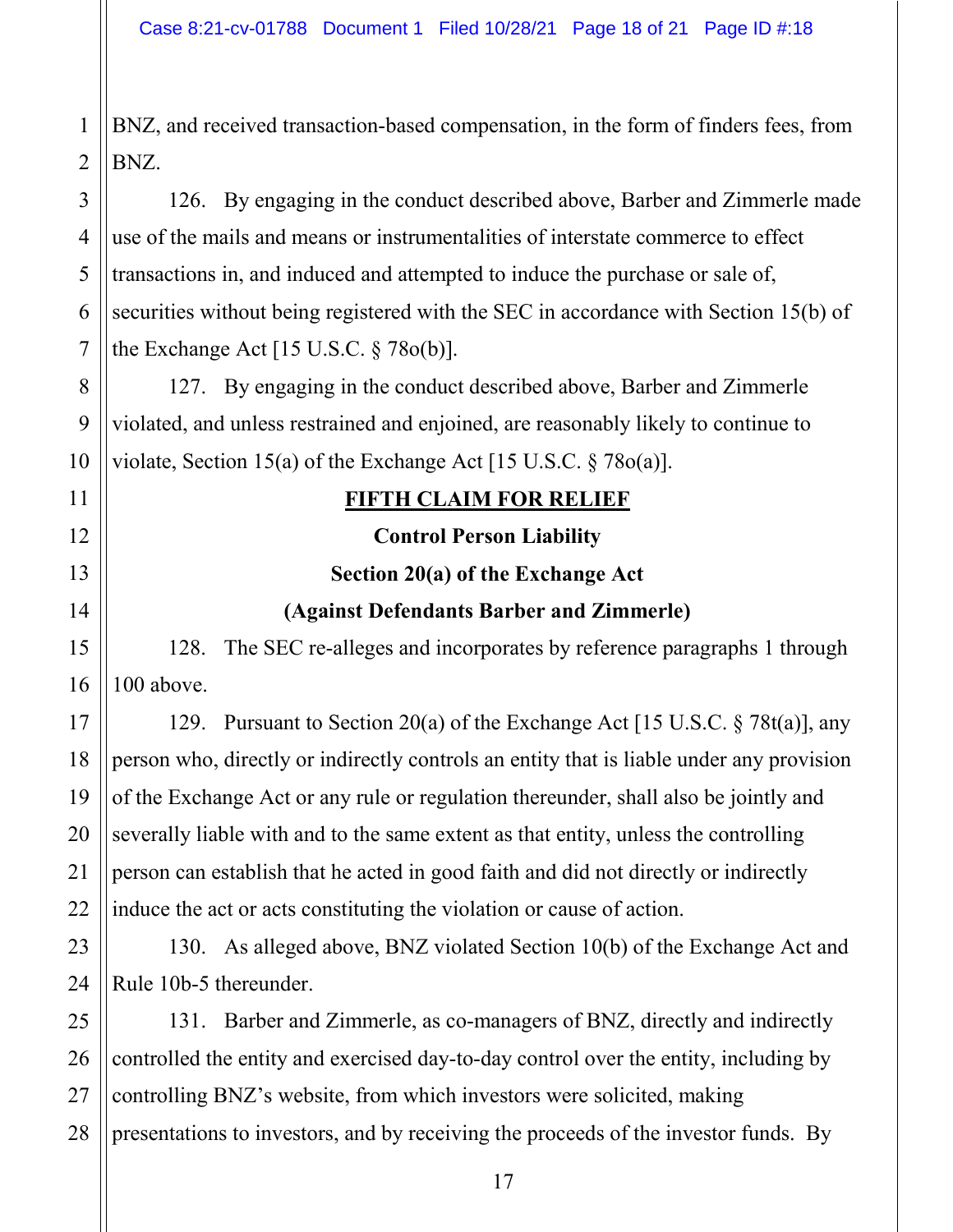BNZ, and received transaction-based compensation, in the form of finders fees, from BNZ.

126. By engaging in the conduct described above, Barber and Zimmerle made use of the mails and means or instrumentalities of interstate commerce to effect transactions in, and induced and attempted to induce the purchase or sale of, securities without being registered with the SEC in accordance with Section 15(b) of the Exchange Act [15 U.S.C. § 78o(b)].

127. By engaging in the conduct described above, Barber and Zimmerle violated, and unless restrained and enjoined, are reasonably likely to continue to violate, Section 15(a) of the Exchange Act [15 U.S.C. § 78o(a)].

## FIFTH CLAIM FOR RELIEF

### Control Person Liability

### Section 20(a) of the Exchange Act

### (Against Defendants Barber and Zimmerle)

128. The SEC re-alleges and incorporates by reference paragraphs 1 through 100 above.

129. Pursuant to Section 20(a) of the Exchange Act [15 U.S.C. § 78t(a)], any person who, directly or indirectly controls an entity that is liable under any provision of the Exchange Act or any rule or regulation thereunder, shall also be jointly and severally liable with and to the same extent as that entity, unless the controlling person can establish that he acted in good faith and did not directly or indirectly induce the act or acts constituting the violation or cause of action.

130. As alleged above, BNZ violated Section 10(b) of the Exchange Act and Rule 10b-5 thereunder.

131. Barber and Zimmerle, as co-managers of BNZ, directly and indirectly controlled the entity and exercised day-to-day control over the entity, including by controlling BNZ's website, from which investors were solicited, making presentations to investors, and by receiving the proceeds of the investor funds. By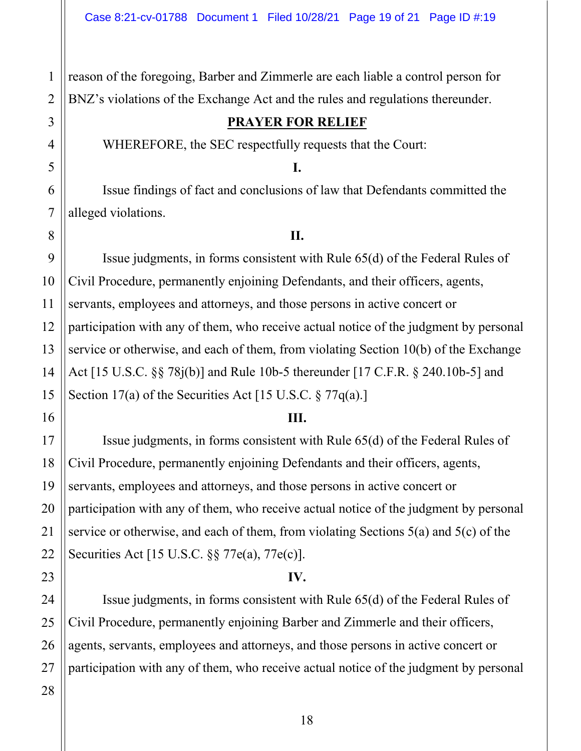reason of the foregoing, Barber and Zimmerle are each liable a control person for BNZ's violations of the Exchange Act and the rules and regulations thereunder.

## PRAYER FOR RELIEF

WHEREFORE, the SEC respectfully requests that the Court:

**I.**

Issue findings of fact and conclusions of law that Defendants committed the alleged violations.

**II.**

Issue judgments, in forms consistent with Rule 65(d) of the Federal Rules of Civil Procedure, permanently enjoining Defendants, and their officers, agents, servants, employees and attorneys, and those persons in active concert or participation with any of them, who receive actual notice of the judgment by personal service or otherwise, and each of them, from violating Section 10(b) of the Exchange Act [15 U.S.C. §§ 78j(b)] and Rule 10b-5 thereunder [17 C.F.R. § 240.10b-5] and Section 17(a) of the Securities Act [15 U.S.C. § 77q(a).]

**III.**

Issue judgments, in forms consistent with Rule 65(d) of the Federal Rules of Civil Procedure, permanently enjoining Defendants and their officers, agents, servants, employees and attorneys, and those persons in active concert or participation with any of them, who receive actual notice of the judgment by personal service or otherwise, and each of them, from violating Sections 5(a) and 5(c) of the Securities Act [15 U.S.C. §§ 77e(a), 77e(c)].

**IV.**

Issue judgments, in forms consistent with Rule 65(d) of the Federal Rules of Civil Procedure, permanently enjoining Barber and Zimmerle and their officers, agents, servants, employees and attorneys, and those persons in active concert or participation with any of them, who receive actual notice of the judgment by personal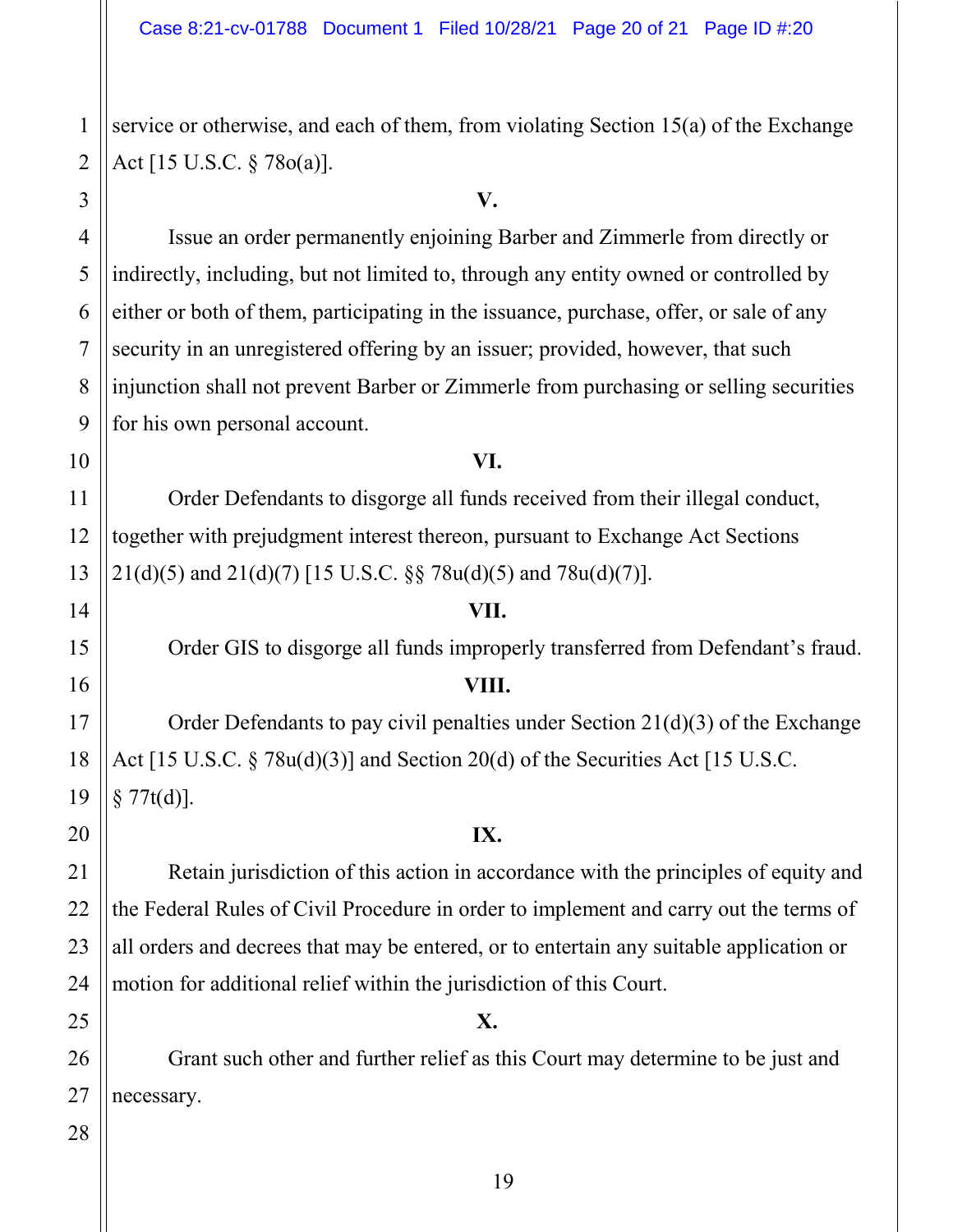service or otherwise, and each of them, from violating Section 15(a) of the Exchange Act [15 U.S.C. § 78o(a)].

**V.**

Issue an order permanently enjoining Barber and Zimmerle from directly or indirectly, including, but not limited to, through any entity owned or controlled by either or both of them, participating in the issuance, purchase, offer, or sale of any security in an unregistered offering by an issuer; provided, however, that such injunction shall not prevent Barber or Zimmerle from purchasing or selling securities for his own personal account.

**VI.**

Order Defendants to disgorge all funds received from their illegal conduct, together with prejudgment interest thereon, pursuant to Exchange Act Sections 21(d)(5) and 21(d)(7) [15 U.S.C. §§ 78u(d)(5) and 78u(d)(7)].

**VII.**

Order GIS to disgorge all funds improperly transferred from Defendant's fraud.

**VIII.**

Order Defendants to pay civil penalties under Section 21(d)(3) of the Exchange Act [15 U.S.C. § 78u(d)(3)] and Section 20(d) of the Securities Act [15 U.S.C. § 77t(d)].

**IX.**

Retain jurisdiction of this action in accordance with the principles of equity and the Federal Rules of Civil Procedure in order to implement and carry out the terms of all orders and decrees that may be entered, or to entertain any suitable application or motion for additional relief within the jurisdiction of this Court.

**X.**

Grant such other and further relief as this Court may determine to be just and necessary.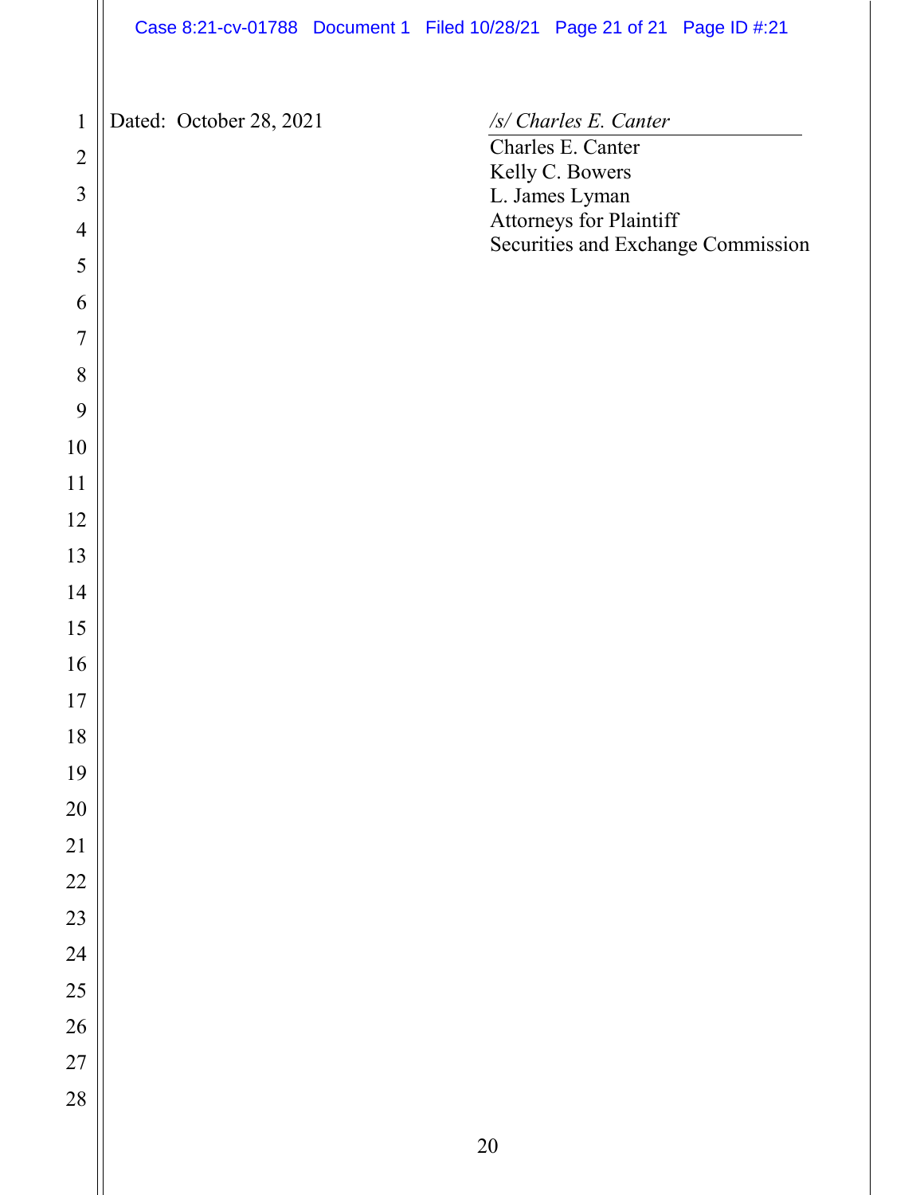Dated: October 28, 2021

*/s/ Charles E. Canter*

Charles E. Canter
Kelly C. Bowers
L. James Lyman
Attorneys for Plaintiff
Securities and Exchange Commission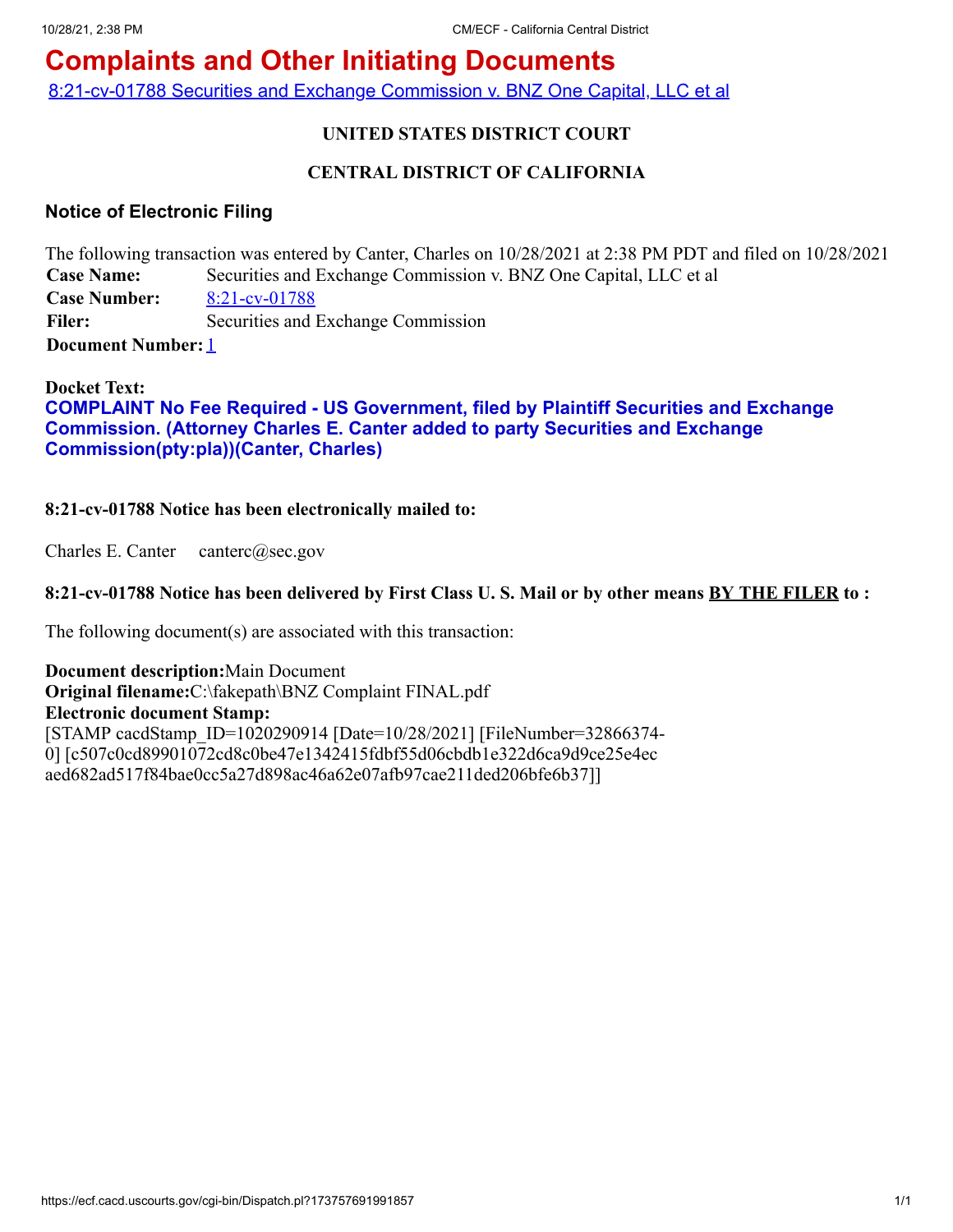# Complaints and Other Initiating Documents

8:21-cv-01788 Securities and Exchange Commission v. BNZ One Capital, LLC et al

**UNITED STATES DISTRICT COURT**

**CENTRAL DISTRICT OF CALIFORNIA**

## Notice of Electronic Filing

The following transaction was entered by Canter, Charles on 10/28/2021 at 2:38 PM PDT and filed on 10/28/2021

| | |
|---|---|
| **Case Name:** | Securities and Exchange Commission v. BNZ One Capital, LLC et al |
| **Case Number:** | 8:21-cv-01788 |
| **Filer:** | Securities and Exchange Commission |
| **Document Number:** | 1 |

**Docket Text:**

**COMPLAINT No Fee Required - US Government, filed by Plaintiff Securities and Exchange Commission. (Attorney Charles E. Canter added to party Securities and Exchange Commission(pty:pla))(Canter, Charles)**

**8:21-cv-01788 Notice has been electronically mailed to:**

Charles E. Canter    canterc@sec.gov

**8:21-cv-01788 Notice has been delivered by First Class U. S. Mail or by other means BY THE FILER to :**

The following document(s) are associated with this transaction:

**Document description:** Main Document

**Original filename:** C:\fakepath\BNZ Complaint FINAL.pdf

**Electronic document Stamp:**

[STAMP cacdStamp_ID=1020290914 [Date=10/28/2021] [FileNumber=32866374-0] [c507c0cd89901072cd8c0be47e1342415fdbf55d06cbdb1e322d6ca9d9ce25e4ec aed682ad517f84bae0cc5a27d898ac46a62e07afb97cae211ded206bfe6b37]]